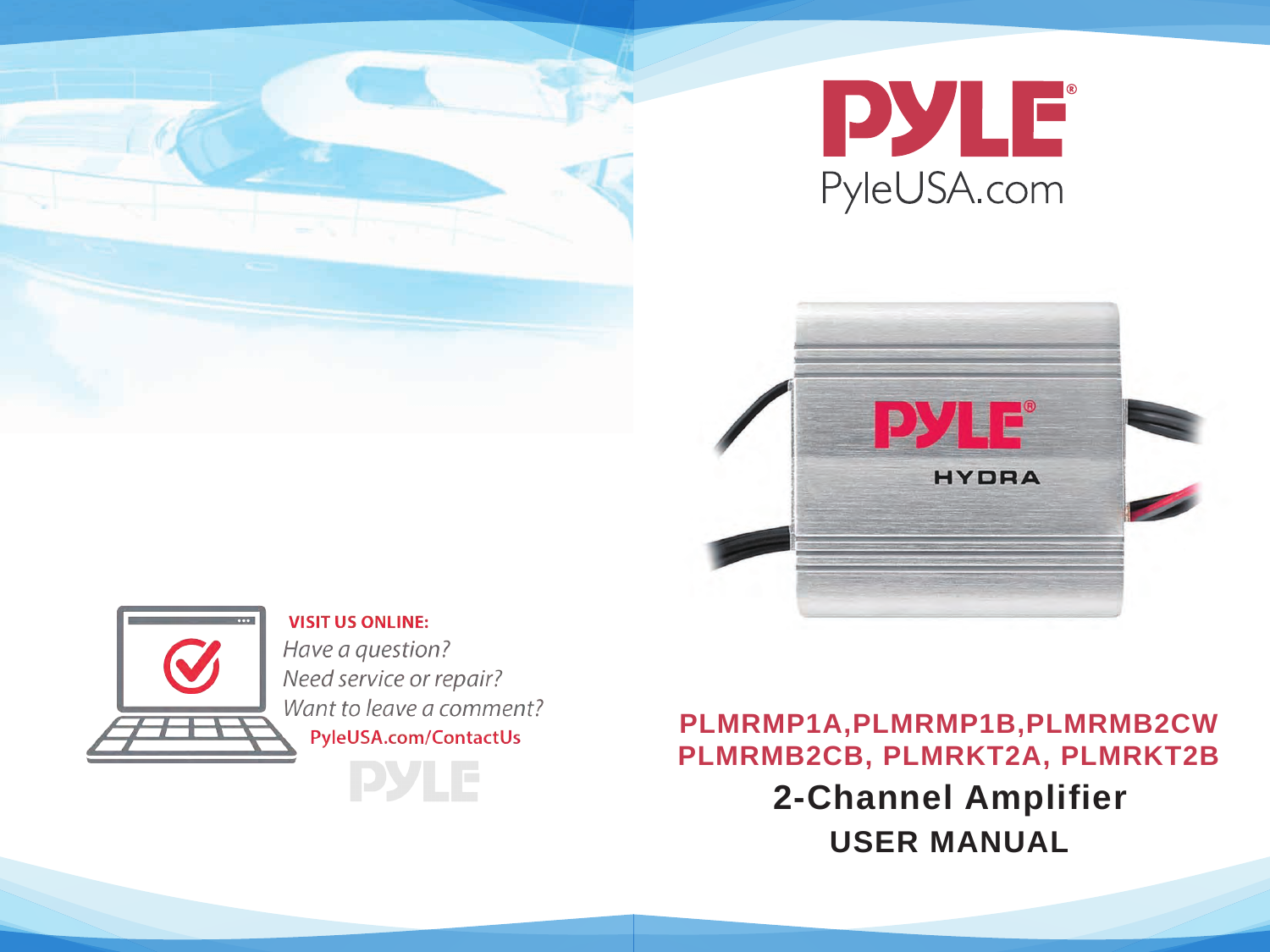# PYLE

PyleUSA.com

PLMRMP1A,PLMRMP1B,PLMRMB2CW
PLMRMB2CB, PLMRKT2A, PLMRKT2B

## 2-Channel Amplifier

## USER MANUAL

**VISIT US ONLINE:**

*Have a question?*
*Need service or repair?*
*Want to leave a comment?*

PyleUSA.com/ContactUs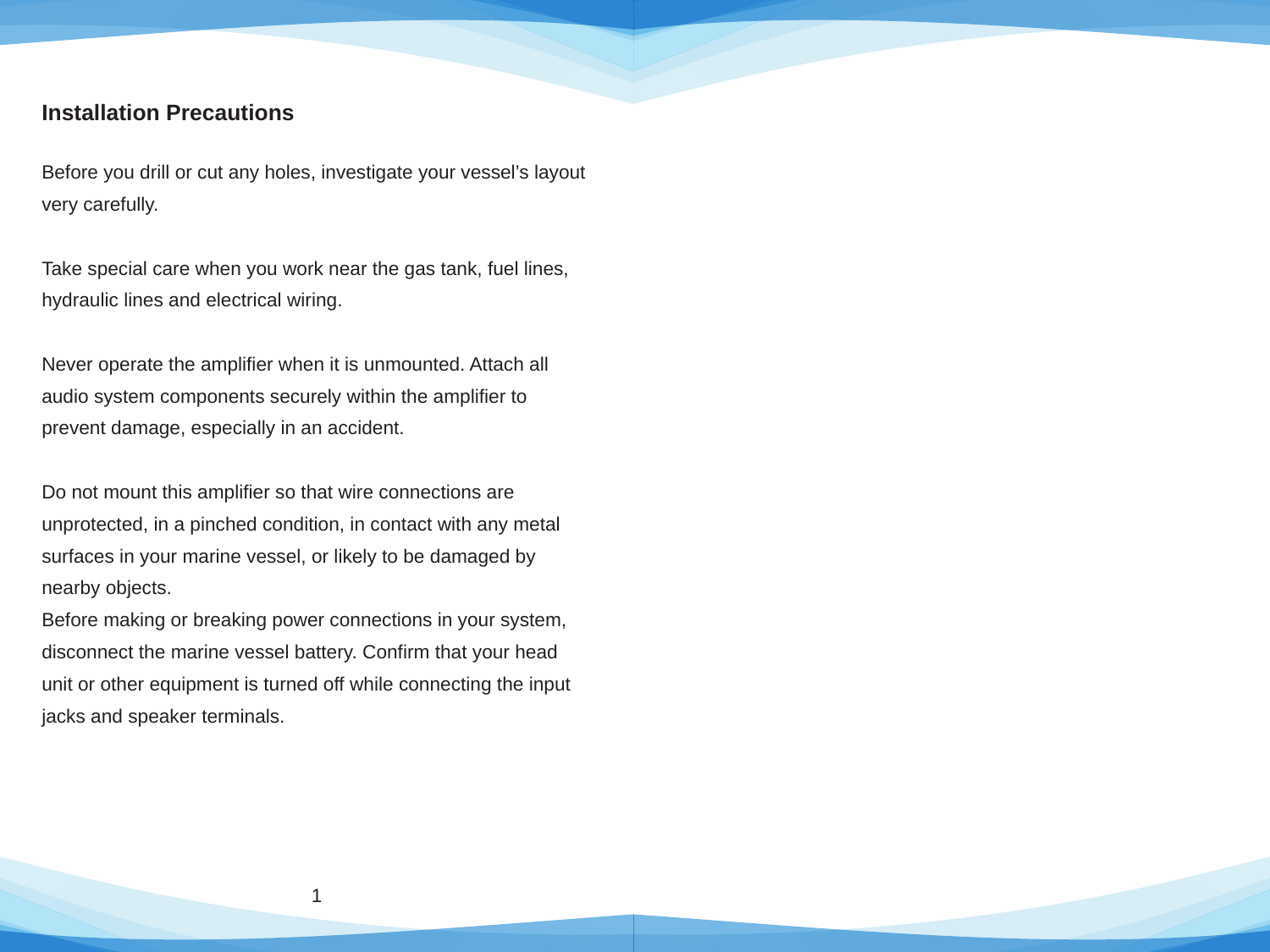## Installation Precautions

Before you drill or cut any holes, investigate your vessel's layout very carefully.

Take special care when you work near the gas tank, fuel lines, hydraulic lines and electrical wiring.

Never operate the amplifier when it is unmounted. Attach all audio system components securely within the amplifier to prevent damage, especially in an accident.

Do not mount this amplifier so that wire connections are unprotected, in a pinched condition, in contact with any metal surfaces in your marine vessel, or likely to be damaged by nearby objects.
Before making or breaking power connections in your system, disconnect the marine vessel battery. Confirm that your head unit or other equipment is turned off while connecting the input jacks and speaker terminals.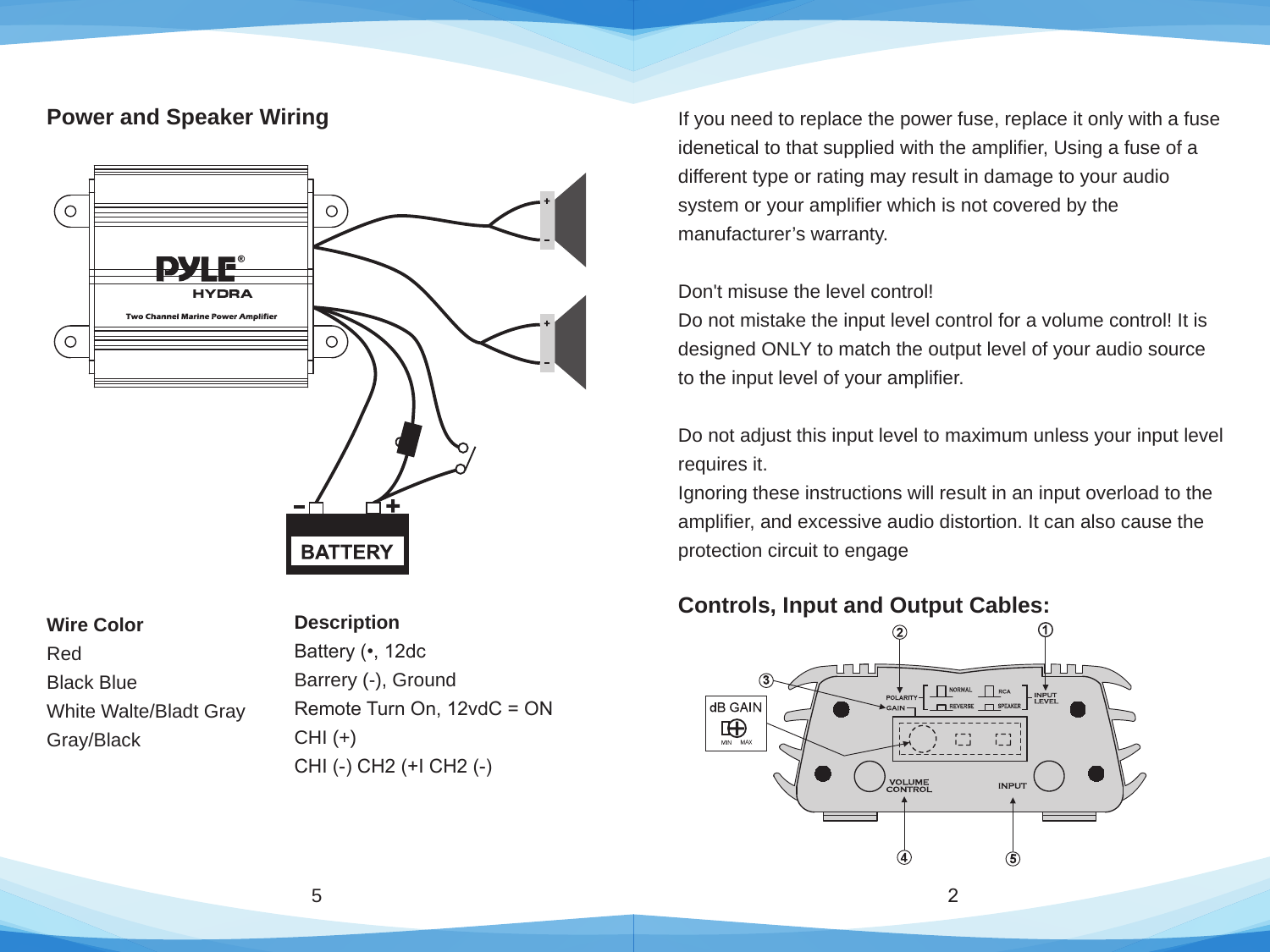## Power and Speaker Wiring

| Wire Color | Description |
|---|---|
| Red | Battery (•, 12dc |
| Black Blue | Barrery (-), Ground |
| White Walte/Bladt Gray | Remote Turn On, 12vdC = ON |
| Gray/Black | CHI (+) |
| | CHI (-) CH2 (+I CH2 (-) |

If you need to replace the power fuse, replace it only with a fuse idenetical to that supplied with the amplifier, Using a fuse of a different type or rating may result in damage to your audio system or your amplifier which is not covered by the manufacturer's warranty.

Don't misuse the level control!
Do not mistake the input level control for a volume control! It is designed ONLY to match the output level of your audio source to the input level of your amplifier.

Do not adjust this input level to maximum unless your input level requires it.
Ignoring these instructions will result in an input overload to the amplifier, and excessive audio distortion. It can also cause the protection circuit to engage

## Controls, Input and Output Cables: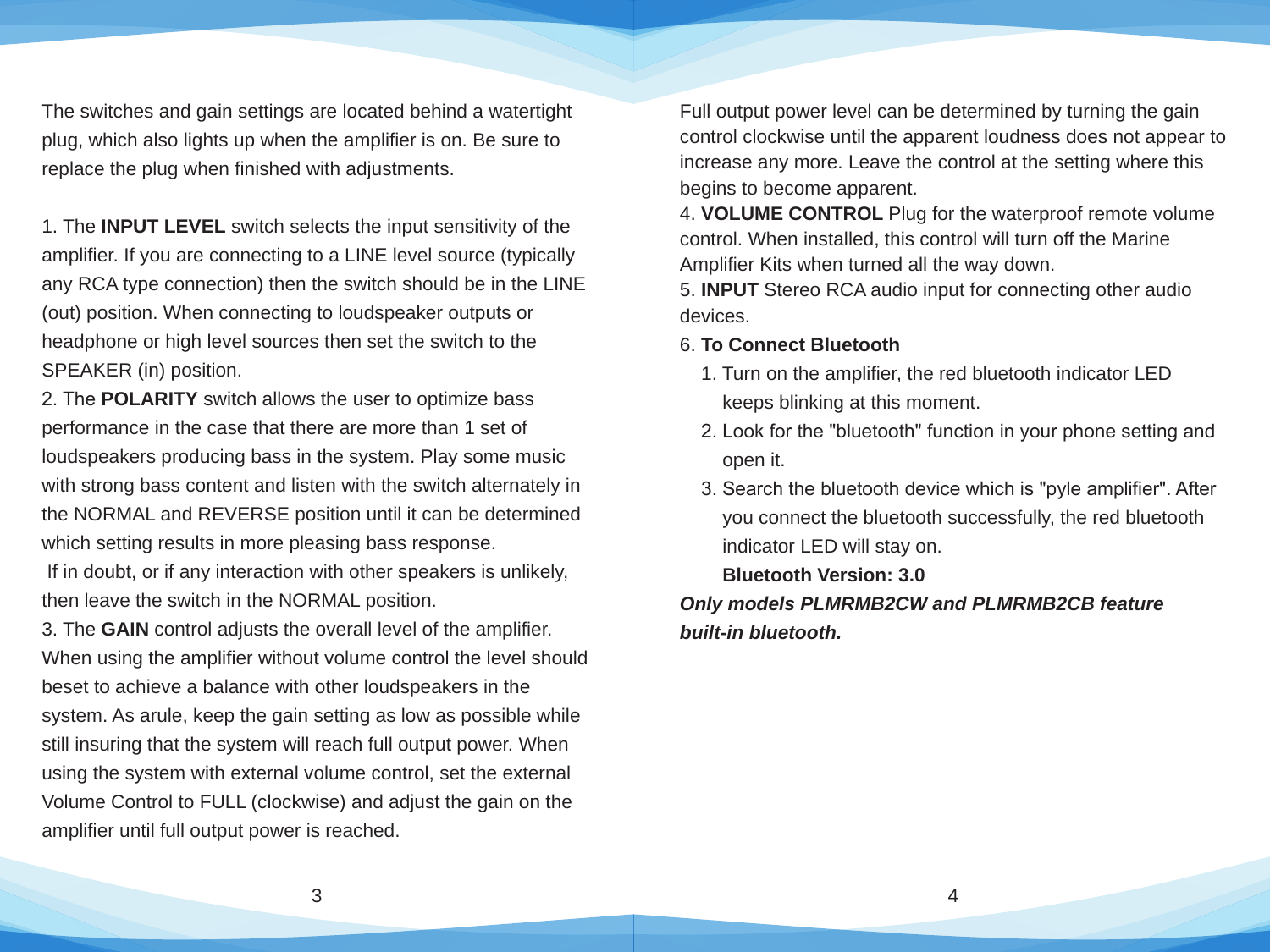The switches and gain settings are located behind a watertight plug, which also lights up when the amplifier is on. Be sure to replace the plug when finished with adjustments.

1. The **INPUT LEVEL** switch selects the input sensitivity of the amplifier. If you are connecting to a LINE level source (typically any RCA type connection) then the switch should be in the LINE (out) position. When connecting to loudspeaker outputs or headphone or high level sources then set the switch to the SPEAKER (in) position.
2. The **POLARITY** switch allows the user to optimize bass performance in the case that there are more than 1 set of loudspeakers producing bass in the system. Play some music with strong bass content and listen with the switch alternately in the NORMAL and REVERSE position until it can be determined which setting results in more pleasing bass response.
 If in doubt, or if any interaction with other speakers is unlikely, then leave the switch in the NORMAL position.
3. The **GAIN** control adjusts the overall level of the amplifier. When using the amplifier without volume control the level should beset to achieve a balance with other loudspeakers in the system. As arule, keep the gain setting as low as possible while still insuring that the system will reach full output power. When using the system with external volume control, set the external Volume Control to FULL (clockwise) and adjust the gain on the amplifier until full output power is reached.
Full output power level can be determined by turning the gain control clockwise until the apparent loudness does not appear to increase any more. Leave the control at the setting where this begins to become apparent.
4. **VOLUME CONTROL** Plug for the waterproof remote volume control. When installed, this control will turn off the Marine Amplifier Kits when turned all the way down.
5. **INPUT** Stereo RCA audio input for connecting other audio devices.
6. **To Connect Bluetooth**
   1. Turn on the amplifier, the red bluetooth indicator LED keeps blinking at this moment.
   2. Look for the "bluetooth" function in your phone setting and open it.
   3. Search the bluetooth device which is "pyle amplifier". After you connect the bluetooth successfully, the red bluetooth indicator LED will stay on.

   **Bluetooth Version: 3.0**

***Only models PLMRMB2CW and PLMRMB2CB feature built-in bluetooth.***